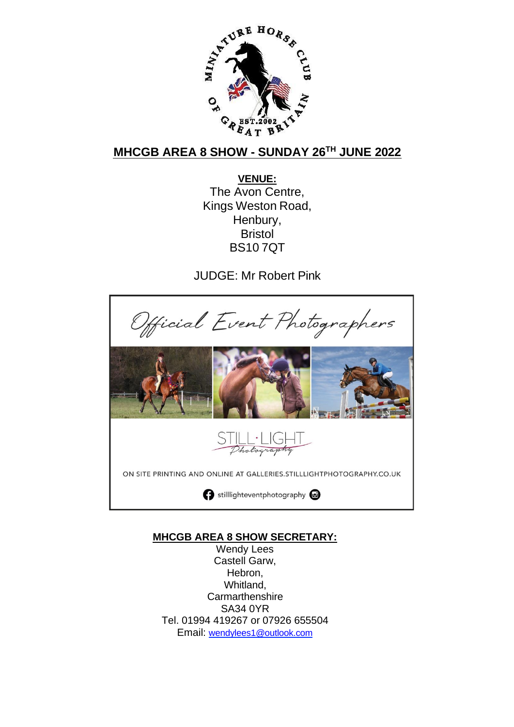# MHCGB AREA 8 SHOW - SUNDAY 26TH JUNE 2022

**VENUE:**

The Avon Centre,
Kings Weston Road,
Henbury,
Bristol
BS10 7QT

JUDGE: Mr Robert Pink

Official Event Photographers

STILL·LIGHT Photography

ON SITE PRINTING AND ONLINE AT GALLERIES.STILLLIGHTPHOTOGRAPHY.CO.UK

stilllighteventphotography

**MHCGB AREA 8 SHOW SECRETARY:**

Wendy Lees
Castell Garw,
Hebron,
Whitland,
Carmarthenshire
SA34 0YR
Tel. 01994 419267 or 07926 655504
Email: wendylees1@outlook.com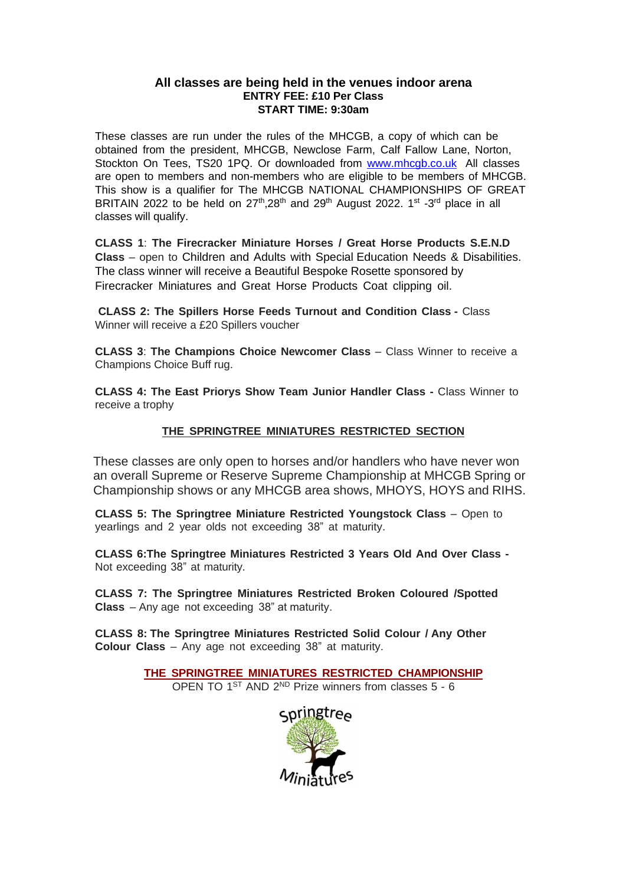**All classes are being held in the venues indoor arena**
**ENTRY FEE: £10 Per Class**
**START TIME: 9:30am**

These classes are run under the rules of the MHCGB, a copy of which can be obtained from the president, MHCGB, Newclose Farm, Calf Fallow Lane, Norton, Stockton On Tees, TS20 1PQ. Or downloaded from www.mhcgb.co.uk All classes are open to members and non-members who are eligible to be members of MHCGB. This show is a qualifier for The MHCGB NATIONAL CHAMPIONSHIPS OF GREAT BRITAIN 2022 to be held on 27th,28th and 29th August 2022. 1st -3rd place in all classes will qualify.

**CLASS 1**: **The Firecracker Miniature Horses / Great Horse Products S.E.N.D Class** – open to Children and Adults with Special Education Needs & Disabilities. The class winner will receive a Beautiful Bespoke Rosette sponsored by Firecracker Miniatures and Great Horse Products Coat clipping oil.

**CLASS 2: The Spillers Horse Feeds Turnout and Condition Class -** Class Winner will receive a £20 Spillers voucher

**CLASS 3**: **The Champions Choice Newcomer Class** – Class Winner to receive a Champions Choice Buff rug.

**CLASS 4: The East Priorys Show Team Junior Handler Class -** Class Winner to receive a trophy

## THE SPRINGTREE MINIATURES RESTRICTED SECTION

These classes are only open to horses and/or handlers who have never won an overall Supreme or Reserve Supreme Championship at MHCGB Spring or Championship shows or any MHCGB area shows, MHOYS, HOYS and RIHS.

**CLASS 5: The Springtree Miniature Restricted Youngstock Class** – Open to yearlings and 2 year olds not exceeding 38" at maturity.

**CLASS 6:The Springtree Miniatures Restricted 3 Years Old And Over Class -** Not exceeding 38" at maturity.

**CLASS 7: The Springtree Miniatures Restricted Broken Coloured /Spotted Class** – Any age not exceeding 38" at maturity.

**CLASS 8: The Springtree Miniatures Restricted Solid Colour / Any Other Colour Class** – Any age not exceeding 38" at maturity.

**THE SPRINGTREE MINIATURES RESTRICTED CHAMPIONSHIP**
OPEN TO 1ST AND 2ND Prize winners from classes 5 - 6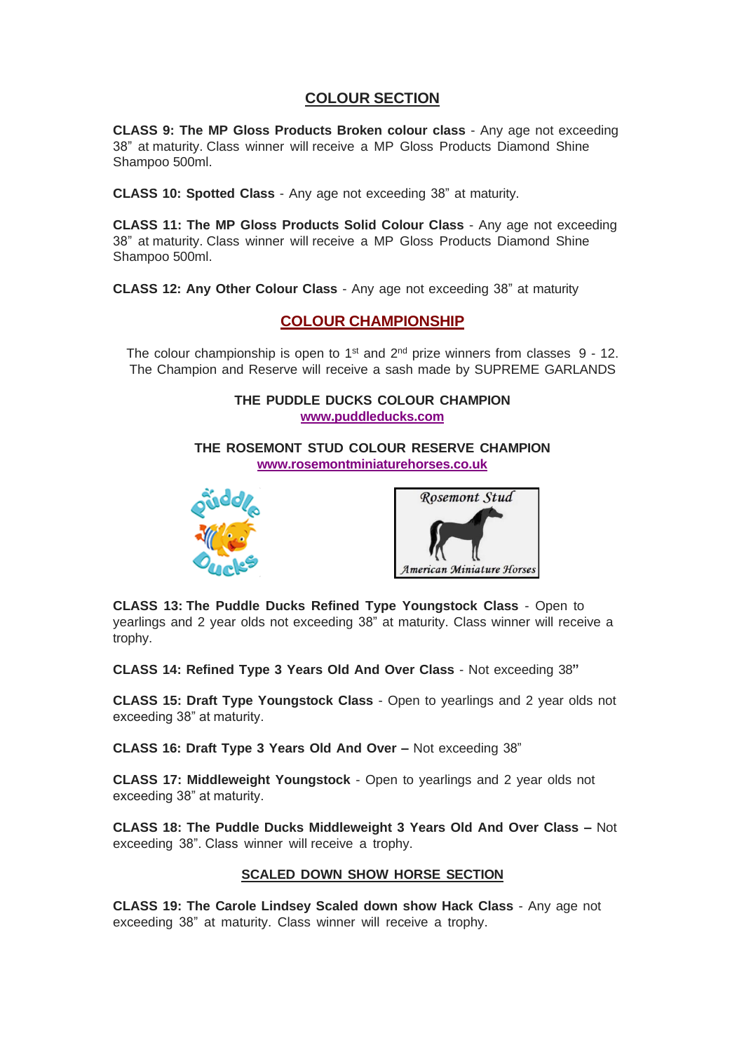## COLOUR SECTION

**CLASS 9: The MP Gloss Products Broken colour class** - Any age not exceeding 38" at maturity. Class winner will receive a MP Gloss Products Diamond Shine Shampoo 500ml.

**CLASS 10: Spotted Class** - Any age not exceeding 38" at maturity.

**CLASS 11: The MP Gloss Products Solid Colour Class** - Any age not exceeding 38" at maturity. Class winner will receive a MP Gloss Products Diamond Shine Shampoo 500ml.

**CLASS 12: Any Other Colour Class** - Any age not exceeding 38" at maturity

## COLOUR CHAMPIONSHIP

The colour championship is open to 1st and 2nd prize winners from classes 9 - 12. The Champion and Reserve will receive a sash made by SUPREME GARLANDS

**THE PUDDLE DUCKS COLOUR CHAMPION**
www.puddleducks.com

**THE ROSEMONT STUD COLOUR RESERVE CHAMPION**
www.rosemontminiaturehorses.co.uk

**CLASS 13: The Puddle Ducks Refined Type Youngstock Class** - Open to yearlings and 2 year olds not exceeding 38" at maturity. Class winner will receive a trophy.

**CLASS 14: Refined Type 3 Years Old And Over Class** - Not exceeding 38"

**CLASS 15: Draft Type Youngstock Class** - Open to yearlings and 2 year olds not exceeding 38" at maturity.

**CLASS 16: Draft Type 3 Years Old And Over –** Not exceeding 38"

**CLASS 17: Middleweight Youngstock** - Open to yearlings and 2 year olds not exceeding 38" at maturity.

**CLASS 18: The Puddle Ducks Middleweight 3 Years Old And Over Class –** Not exceeding 38". Class winner will receive a trophy.

## SCALED DOWN SHOW HORSE SECTION

**CLASS 19: The Carole Lindsey Scaled down show Hack Class** - Any age not exceeding 38" at maturity. Class winner will receive a trophy.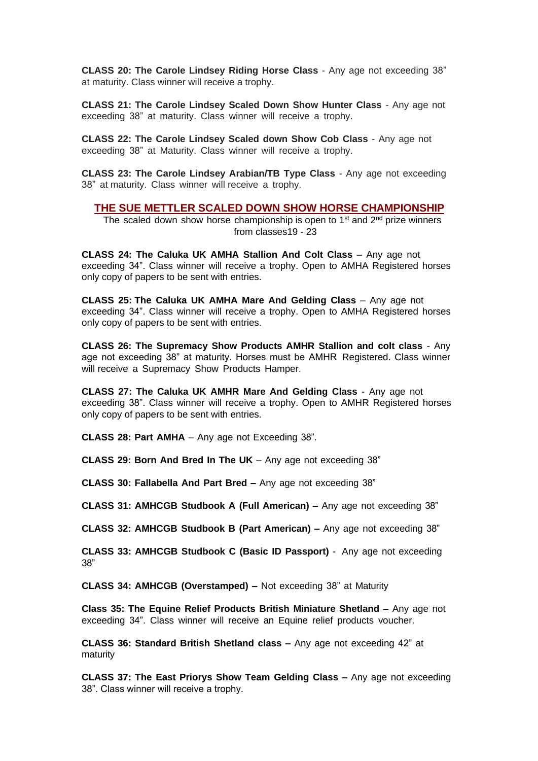**CLASS 20: The Carole Lindsey Riding Horse Class** - Any age not exceeding 38" at maturity. Class winner will receive a trophy.

**CLASS 21: The Carole Lindsey Scaled Down Show Hunter Class** - Any age not exceeding 38" at maturity. Class winner will receive a trophy.

**CLASS 22: The Carole Lindsey Scaled down Show Cob Class** - Any age not exceeding 38" at Maturity. Class winner will receive a trophy.

**CLASS 23: The Carole Lindsey Arabian/TB Type Class** - Any age not exceeding 38" at maturity. Class winner will receive a trophy.

## THE SUE METTLER SCALED DOWN SHOW HORSE CHAMPIONSHIP

The scaled down show horse championship is open to 1st and 2nd prize winners from classes19 - 23

**CLASS 24: The Caluka UK AMHA Stallion And Colt Class** – Any age not exceeding 34". Class winner will receive a trophy. Open to AMHA Registered horses only copy of papers to be sent with entries.

**CLASS 25: The Caluka UK AMHA Mare And Gelding Class** – Any age not exceeding 34". Class winner will receive a trophy. Open to AMHA Registered horses only copy of papers to be sent with entries.

**CLASS 26: The Supremacy Show Products AMHR Stallion and colt class** - Any age not exceeding 38" at maturity. Horses must be AMHR Registered. Class winner will receive a Supremacy Show Products Hamper.

**CLASS 27: The Caluka UK AMHR Mare And Gelding Class** - Any age not exceeding 38". Class winner will receive a trophy. Open to AMHR Registered horses only copy of papers to be sent with entries.

**CLASS 28: Part AMHA** – Any age not Exceeding 38".

**CLASS 29: Born And Bred In The UK** – Any age not exceeding 38"

**CLASS 30: Fallabella And Part Bred –** Any age not exceeding 38"

**CLASS 31: AMHCGB Studbook A (Full American) –** Any age not exceeding 38"

**CLASS 32: AMHCGB Studbook B (Part American) –** Any age not exceeding 38"

**CLASS 33: AMHCGB Studbook C (Basic ID Passport)** - Any age not exceeding 38"

**CLASS 34: AMHCGB (Overstamped) –** Not exceeding 38" at Maturity

**Class 35: The Equine Relief Products British Miniature Shetland –** Any age not exceeding 34". Class winner will receive an Equine relief products voucher.

**CLASS 36: Standard British Shetland class –** Any age not exceeding 42" at maturity

**CLASS 37: The East Priorys Show Team Gelding Class –** Any age not exceeding 38". Class winner will receive a trophy.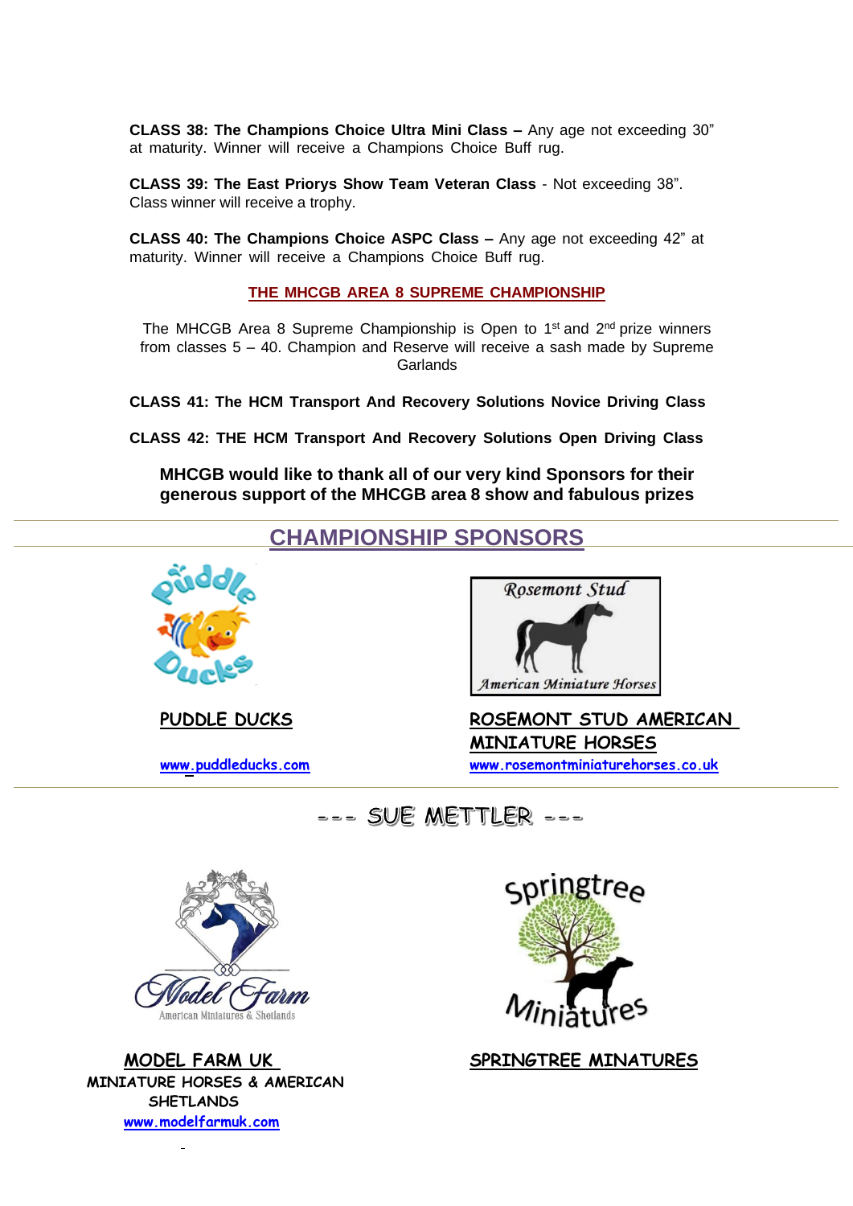**CLASS 38: The Champions Choice Ultra Mini Class –** Any age not exceeding 30" at maturity. Winner will receive a Champions Choice Buff rug.

**CLASS 39: The East Priorys Show Team Veteran Class** - Not exceeding 38". Class winner will receive a trophy.

**CLASS 40: The Champions Choice ASPC Class –** Any age not exceeding 42" at maturity. Winner will receive a Champions Choice Buff rug.

## THE MHCGB AREA 8 SUPREME CHAMPIONSHIP

The MHCGB Area 8 Supreme Championship is Open to 1st and 2nd prize winners from classes 5 – 40. Champion and Reserve will receive a sash made by Supreme Garlands

**CLASS 41: The HCM Transport And Recovery Solutions Novice Driving Class**

**CLASS 42: THE HCM Transport And Recovery Solutions Open Driving Class**

**MHCGB would like to thank all of our very kind Sponsors for their generous support of the MHCGB area 8 show and fabulous prizes**

## CHAMPIONSHIP SPONSORS

**PUDDLE DUCKS**

www.puddleducks.com

Rosemont Stud

American Miniature Horses

**ROSEMONT STUD AMERICAN MINIATURE HORSES**

www.rosemontminiaturehorses.co.uk

--- SUE METTLER ---

Model Farm

American Miniatures & Shetlands

**MODEL FARM UK**

**MINIATURE HORSES & AMERICAN SHETLANDS**

www.modelfarmuk.com

Springtree Miniatures

**SPRINGTREE MINATURES**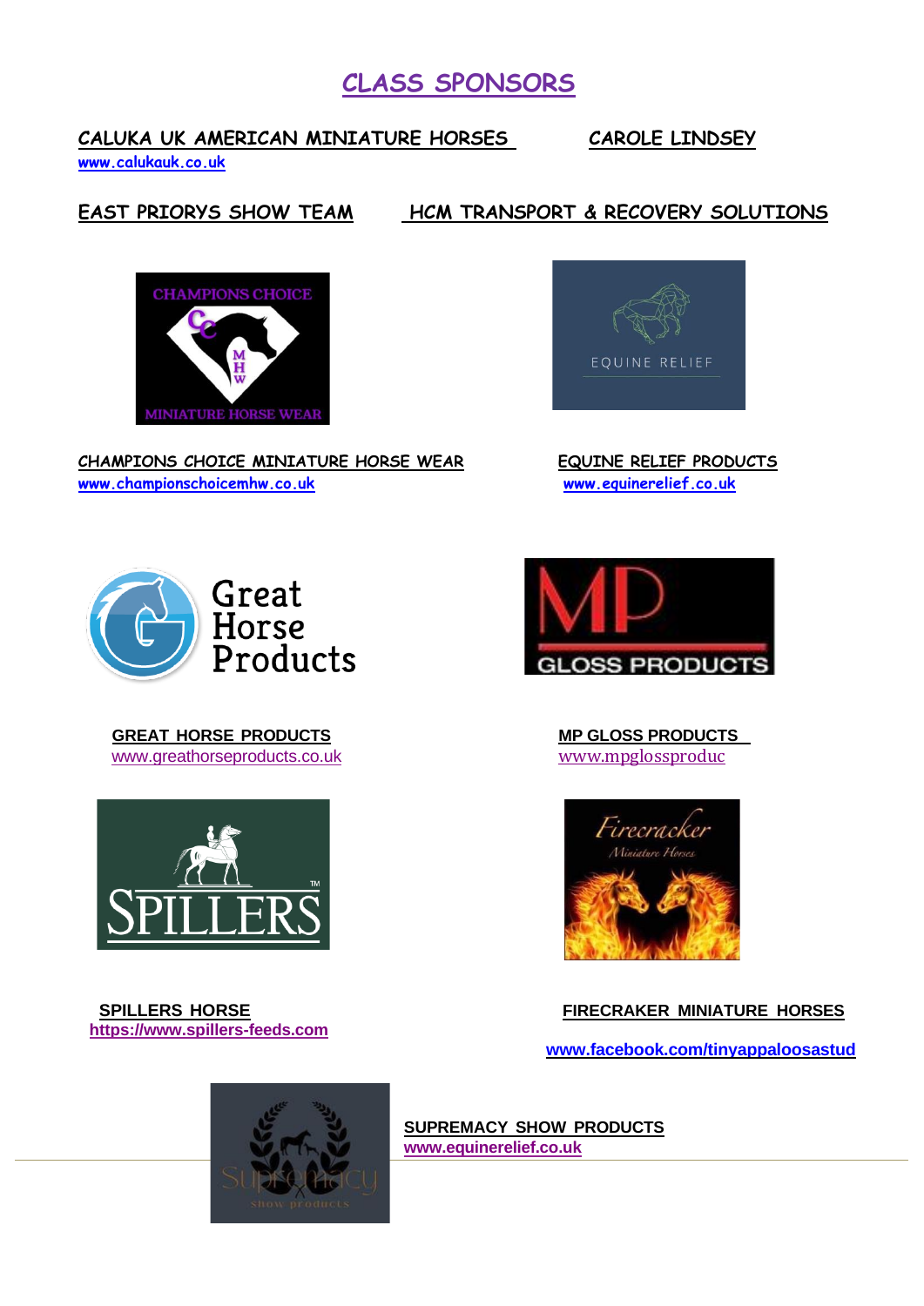# CLASS SPONSORS

**CALUKA UK AMERICAN MINIATURE HORSES**
www.calukauk.co.uk

**CAROLE LINDSEY**

**EAST PRIORYS SHOW TEAM**

**HCM TRANSPORT & RECOVERY SOLUTIONS**

**CHAMPIONS CHOICE MINIATURE HORSE WEAR**
www.championschoicemhw.co.uk

**EQUINE RELIEF PRODUCTS**
www.equinerelief.co.uk

**GREAT HORSE PRODUCTS**
www.greathorseproducts.co.uk

**MP GLOSS PRODUCTS**
www.mpglossproduc

**SPILLERS HORSE**
https://www.spillers-feeds.com

**FIRECRAKER MINIATURE HORSES**
www.facebook.com/tinyappaloosastud

**SUPREMACY SHOW PRODUCTS**
www.equinerelief.co.uk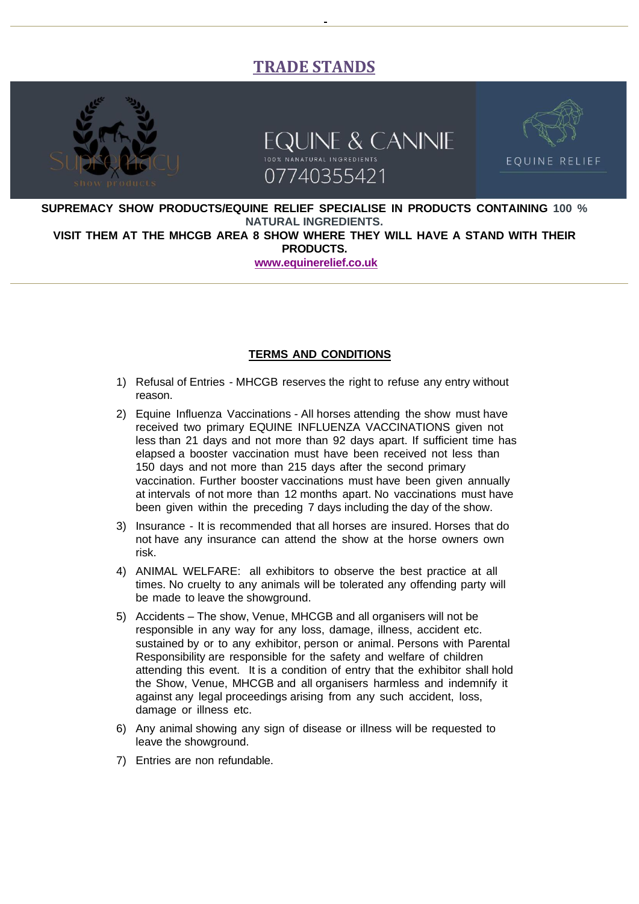# TRADE STANDS

EQUINE & CANINIE
100% NANATURAL INGREDIENTS
07740355421

EQUINE RELIEF

**SUPREMACY SHOW PRODUCTS/EQUINE RELIEF SPECIALISE IN PRODUCTS CONTAINING 100 % NATURAL INGREDIENTS.**
**VISIT THEM AT THE MHCGB AREA 8 SHOW WHERE THEY WILL HAVE A STAND WITH THEIR PRODUCTS.**
**www.equinerelief.co.uk**

## TERMS AND CONDITIONS

1) Refusal of Entries - MHCGB reserves the right to refuse any entry without reason.
2) Equine Influenza Vaccinations - All horses attending the show must have received two primary EQUINE INFLUENZA VACCINATIONS given not less than 21 days and not more than 92 days apart. If sufficient time has elapsed a booster vaccination must have been received not less than 150 days and not more than 215 days after the second primary vaccination. Further booster vaccinations must have been given annually at intervals of not more than 12 months apart. No vaccinations must have been given within the preceding 7 days including the day of the show.
3) Insurance - It is recommended that all horses are insured. Horses that do not have any insurance can attend the show at the horse owners own risk.
4) ANIMAL WELFARE: all exhibitors to observe the best practice at all times. No cruelty to any animals will be tolerated any offending party will be made to leave the showground.
5) Accidents – The show, Venue, MHCGB and all organisers will not be responsible in any way for any loss, damage, illness, accident etc. sustained by or to any exhibitor, person or animal. Persons with Parental Responsibility are responsible for the safety and welfare of children attending this event. It is a condition of entry that the exhibitor shall hold the Show, Venue, MHCGB and all organisers harmless and indemnify it against any legal proceedings arising from any such accident, loss, damage or illness etc.
6) Any animal showing any sign of disease or illness will be requested to leave the showground.
7) Entries are non refundable.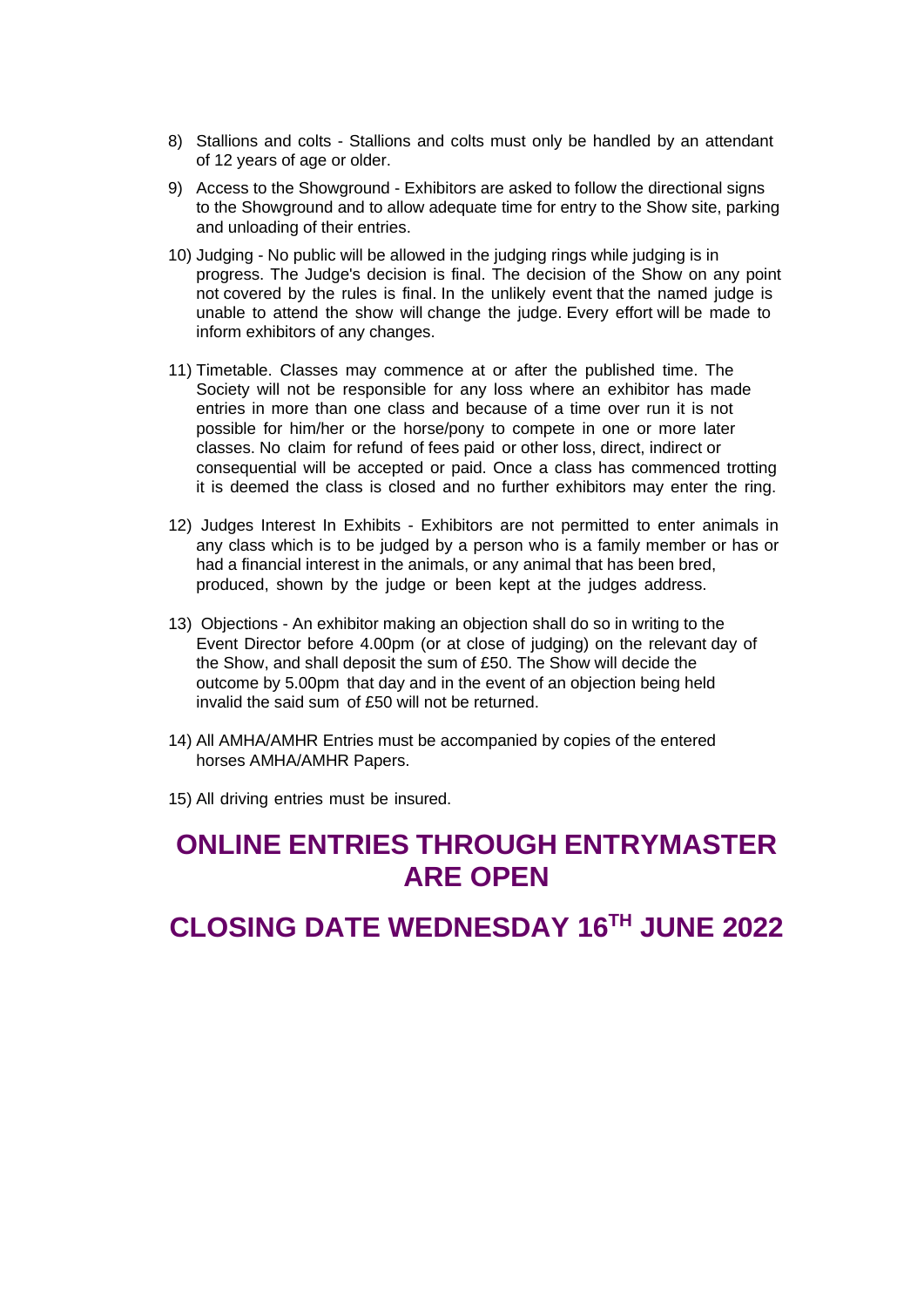8) Stallions and colts - Stallions and colts must only be handled by an attendant of 12 years of age or older.

9) Access to the Showground - Exhibitors are asked to follow the directional signs to the Showground and to allow adequate time for entry to the Show site, parking and unloading of their entries.

10) Judging - No public will be allowed in the judging rings while judging is in progress. The Judge's decision is final. The decision of the Show on any point not covered by the rules is final. In the unlikely event that the named judge is unable to attend the show will change the judge. Every effort will be made to inform exhibitors of any changes.

11) Timetable. Classes may commence at or after the published time. The Society will not be responsible for any loss where an exhibitor has made entries in more than one class and because of a time over run it is not possible for him/her or the horse/pony to compete in one or more later classes. No claim for refund of fees paid or other loss, direct, indirect or consequential will be accepted or paid. Once a class has commenced trotting it is deemed the class is closed and no further exhibitors may enter the ring.

12) Judges Interest In Exhibits - Exhibitors are not permitted to enter animals in any class which is to be judged by a person who is a family member or has or had a financial interest in the animals, or any animal that has been bred, produced, shown by the judge or been kept at the judges address.

13) Objections - An exhibitor making an objection shall do so in writing to the Event Director before 4.00pm (or at close of judging) on the relevant day of the Show, and shall deposit the sum of £50. The Show will decide the outcome by 5.00pm that day and in the event of an objection being held invalid the said sum of £50 will not be returned.

14) All AMHA/AMHR Entries must be accompanied by copies of the entered horses AMHA/AMHR Papers.

15) All driving entries must be insured.

## ONLINE ENTRIES THROUGH ENTRYMASTER ARE OPEN

## CLOSING DATE WEDNESDAY 16TH JUNE 2022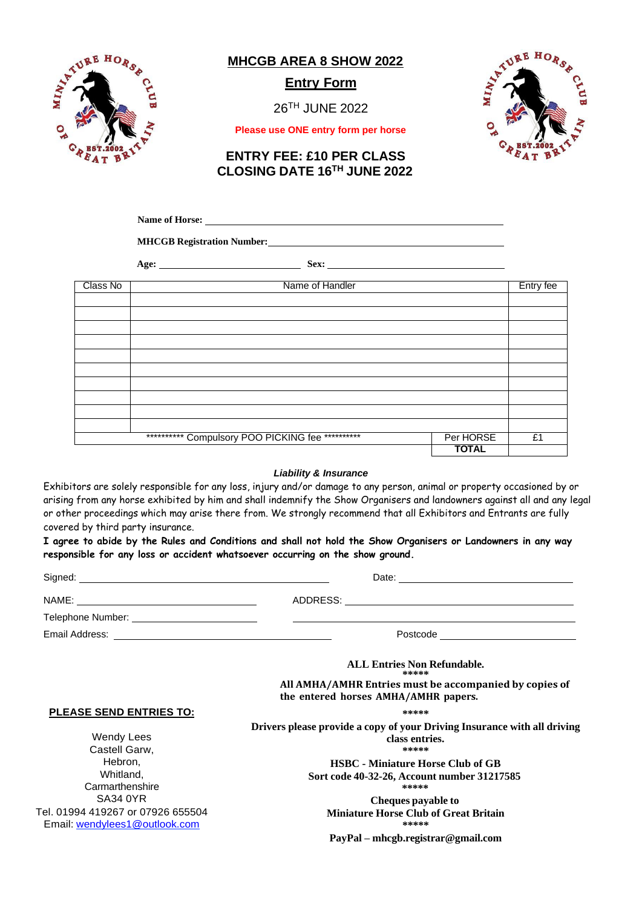# MHCGB AREA 8 SHOW 2022

## Entry Form

26TH JUNE 2022

**Please use ONE entry form per horse**

**ENTRY FEE: £10 PER CLASS**
**CLOSING DATE 16TH JUNE 2022**

**Name of Horse:** ____________________

**MHCGB Registration Number:** ____________________

**Age:** ____________________ **Sex:** ____________________

| Class No | Name of Handler | | Entry fee |
|---|---|---|---|
| | | | |
| | | | |
| | | | |
| | | | |
| | | | |
| | | | |
| | | | |
| | | | |
| | | | |
| | | | |
| ********** Compulsory POO PICKING fee ********** | | Per HORSE | £1 |
| | | **TOTAL** | |

***Liability & Insurance***

Exhibitors are solely responsible for any loss, injury and/or damage to any person, animal or property occasioned by or arising from any horse exhibited by him and shall indemnify the Show Organisers and landowners against all and any legal or other proceedings which may arise there from. We strongly recommend that all Exhibitors and Entrants are fully covered by third party insurance.

**I agree to abide by the Rules and Conditions and shall not hold the Show Organisers or Landowners in any way responsible for any loss or accident whatsoever occurring on the show ground.**

Signed: ____________________ Date: ____________________

NAME: ____________________ ADDRESS: ____________________

Telephone Number: ____________________

Email Address: ____________________ Postcode ____________________

**PLEASE SEND ENTRIES TO:**

Wendy Lees
Castell Garw,
Hebron,
Whitland,
Carmarthenshire
SA34 0YR
Tel. 01994 419267 or 07926 655504
Email: wendylees1@outlook.com

**ALL Entries Non Refundable.**

*****

**All AMHA/AMHR Entries must be accompanied by copies of the entered horses AMHA/AMHR papers.**

*****

**Drivers please provide a copy of your Driving Insurance with all driving class entries.**

*****

**HSBC - Miniature Horse Club of GB**
**Sort code 40-32-26, Account number 31217585**

*****

**Cheques payable to**
**Miniature Horse Club of Great Britain**

*****

**PayPal – mhcgb.registrar@gmail.com**